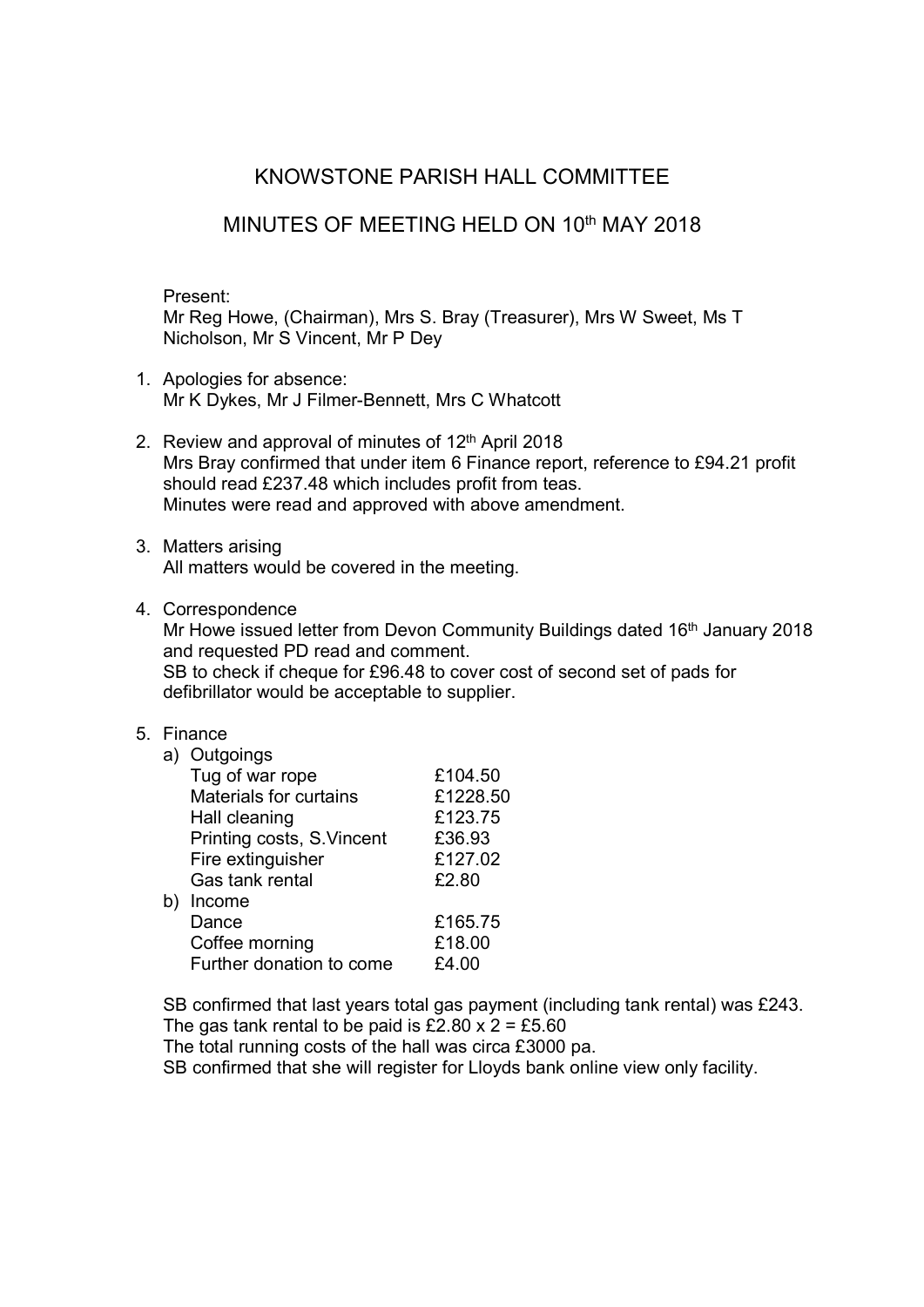# KNOWSTONE PARISH HALL COMMITTEE

## MINUTES OF MEETING HELD ON 10th MAY 2018

Present:
Mr Reg Howe, (Chairman), Mrs S. Bray (Treasurer), Mrs W Sweet, Ms T Nicholson, Mr S Vincent, Mr P Dey

1. Apologies for absence:
   Mr K Dykes, Mr J Filmer-Bennett, Mrs C Whatcott

2. Review and approval of minutes of 12th April 2018
   Mrs Bray confirmed that under item 6 Finance report, reference to £94.21 profit should read £237.48 which includes profit from teas.
   Minutes were read and approved with above amendment.

3. Matters arising
   All matters would be covered in the meeting.

4. Correspondence
   Mr Howe issued letter from Devon Community Buildings dated 16th January 2018 and requested PD read and comment.
   SB to check if cheque for £96.48 to cover cost of second set of pads for defibrillator would be acceptable to supplier.

5. Finance
   a) Outgoings

   | | |
   |---|---|
   | Tug of war rope | £104.50 |
   | Materials for curtains | £1228.50 |
   | Hall cleaning | £123.75 |
   | Printing costs, S.Vincent | £36.93 |
   | Fire extinguisher | £127.02 |
   | Gas tank rental | £2.80 |

   b) Income

   | | |
   |---|---|
   | Dance | £165.75 |
   | Coffee morning | £18.00 |
   | Further donation to come | £4.00 |

   SB confirmed that last years total gas payment (including tank rental) was £243.
   The gas tank rental to be paid is £2.80 x 2 = £5.60
   The total running costs of the hall was circa £3000 pa.
   SB confirmed that she will register for Lloyds bank online view only facility.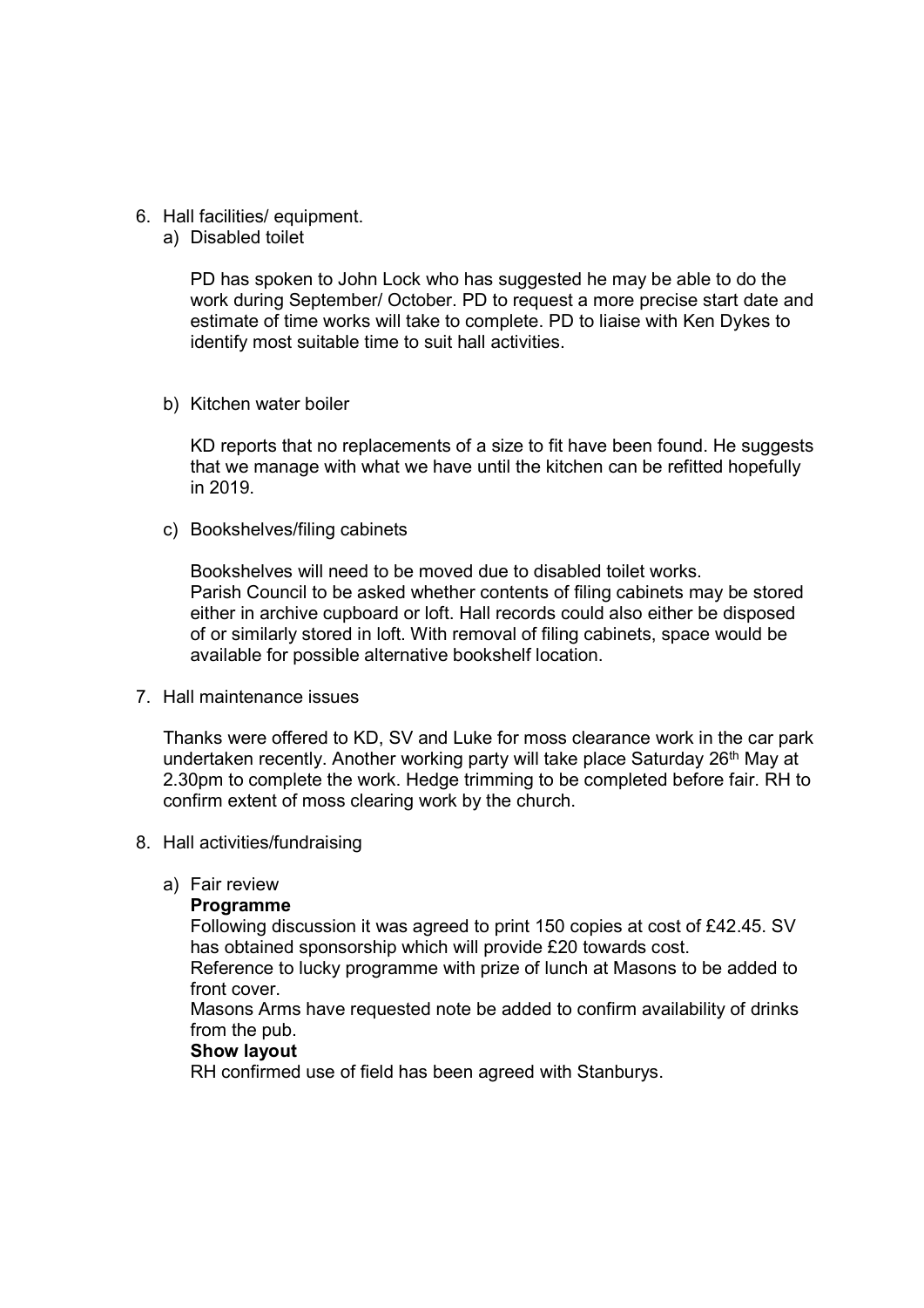6. Hall facilities/ equipment.

   a) Disabled toilet

      PD has spoken to John Lock who has suggested he may be able to do the work during September/ October. PD to request a more precise start date and estimate of time works will take to complete. PD to liaise with Ken Dykes to identify most suitable time to suit hall activities.

   b) Kitchen water boiler

      KD reports that no replacements of a size to fit have been found. He suggests that we manage with what we have until the kitchen can be refitted hopefully in 2019.

   c) Bookshelves/filing cabinets

      Bookshelves will need to be moved due to disabled toilet works.
      Parish Council to be asked whether contents of filing cabinets may be stored either in archive cupboard or loft. Hall records could also either be disposed of or similarly stored in loft. With removal of filing cabinets, space would be available for possible alternative bookshelf location.

7. Hall maintenance issues

   Thanks were offered to KD, SV and Luke for moss clearance work in the car park undertaken recently. Another working party will take place Saturday 26th May at 2.30pm to complete the work. Hedge trimming to be completed before fair. RH to confirm extent of moss clearing work by the church.

8. Hall activities/fundraising

   a) Fair review

      **Programme**
      Following discussion it was agreed to print 150 copies at cost of £42.45. SV has obtained sponsorship which will provide £20 towards cost.
      Reference to lucky programme with prize of lunch at Masons to be added to front cover.
      Masons Arms have requested note be added to confirm availability of drinks from the pub.

      **Show layout**
      RH confirmed use of field has been agreed with Stanburys.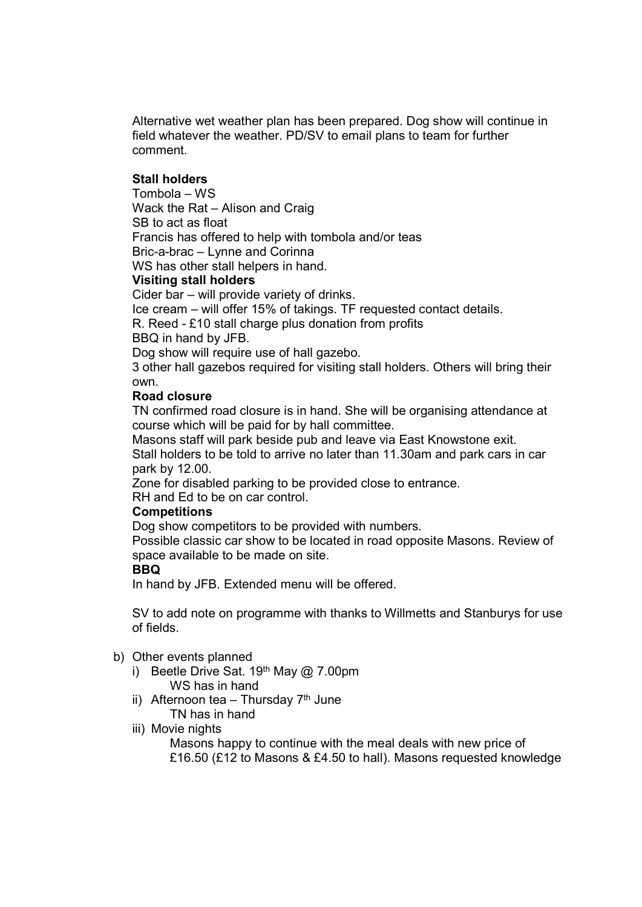Alternative wet weather plan has been prepared. Dog show will continue in field whatever the weather. PD/SV to email plans to team for further comment.

**Stall holders**

Tombola – WS
Wack the Rat – Alison and Craig
SB to act as float
Francis has offered to help with tombola and/or teas
Bric-a-brac – Lynne and Corinna
WS has other stall helpers in hand.

**Visiting stall holders**

Cider bar – will provide variety of drinks.
Ice cream – will offer 15% of takings. TF requested contact details.
R. Reed - £10 stall charge plus donation from profits
BBQ in hand by JFB.
Dog show will require use of hall gazebo.
3 other hall gazebos required for visiting stall holders. Others will bring their own.

**Road closure**

TN confirmed road closure is in hand. She will be organising attendance at course which will be paid for by hall committee.
Masons staff will park beside pub and leave via East Knowstone exit.
Stall holders to be told to arrive no later than 11.30am and park cars in car park by 12.00.
Zone for disabled parking to be provided close to entrance.
RH and Ed to be on car control.

**Competitions**

Dog show competitors to be provided with numbers.
Possible classic car show to be located in road opposite Masons. Review of space available to be made on site.

**BBQ**

In hand by JFB. Extended menu will be offered.

SV to add note on programme with thanks to Willmetts and Stanburys for use of fields.

b) Other events planned
   i) Beetle Drive Sat. 19th May @ 7.00pm
      WS has in hand
   ii) Afternoon tea – Thursday 7th June
      TN has in hand
   iii) Movie nights
      Masons happy to continue with the meal deals with new price of £16.50 (£12 to Masons & £4.50 to hall). Masons requested knowledge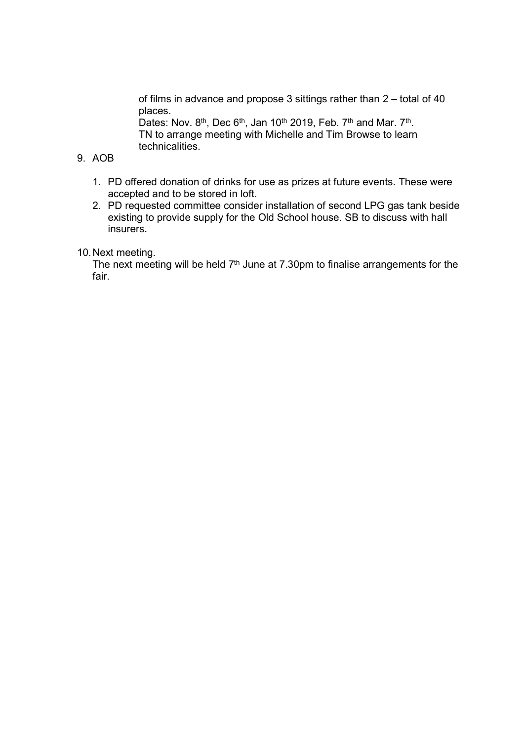of films in advance and propose 3 sittings rather than 2 – total of 40 places.
Dates: Nov. 8th, Dec 6th, Jan 10th 2019, Feb. 7th and Mar. 7th.
TN to arrange meeting with Michelle and Tim Browse to learn technicalities.

9. AOB

   1. PD offered donation of drinks for use as prizes at future events. These were accepted and to be stored in loft.
   2. PD requested committee consider installation of second LPG gas tank beside existing to provide supply for the Old School house. SB to discuss with hall insurers.

10. Next meeting.
    The next meeting will be held 7th June at 7.30pm to finalise arrangements for the fair.